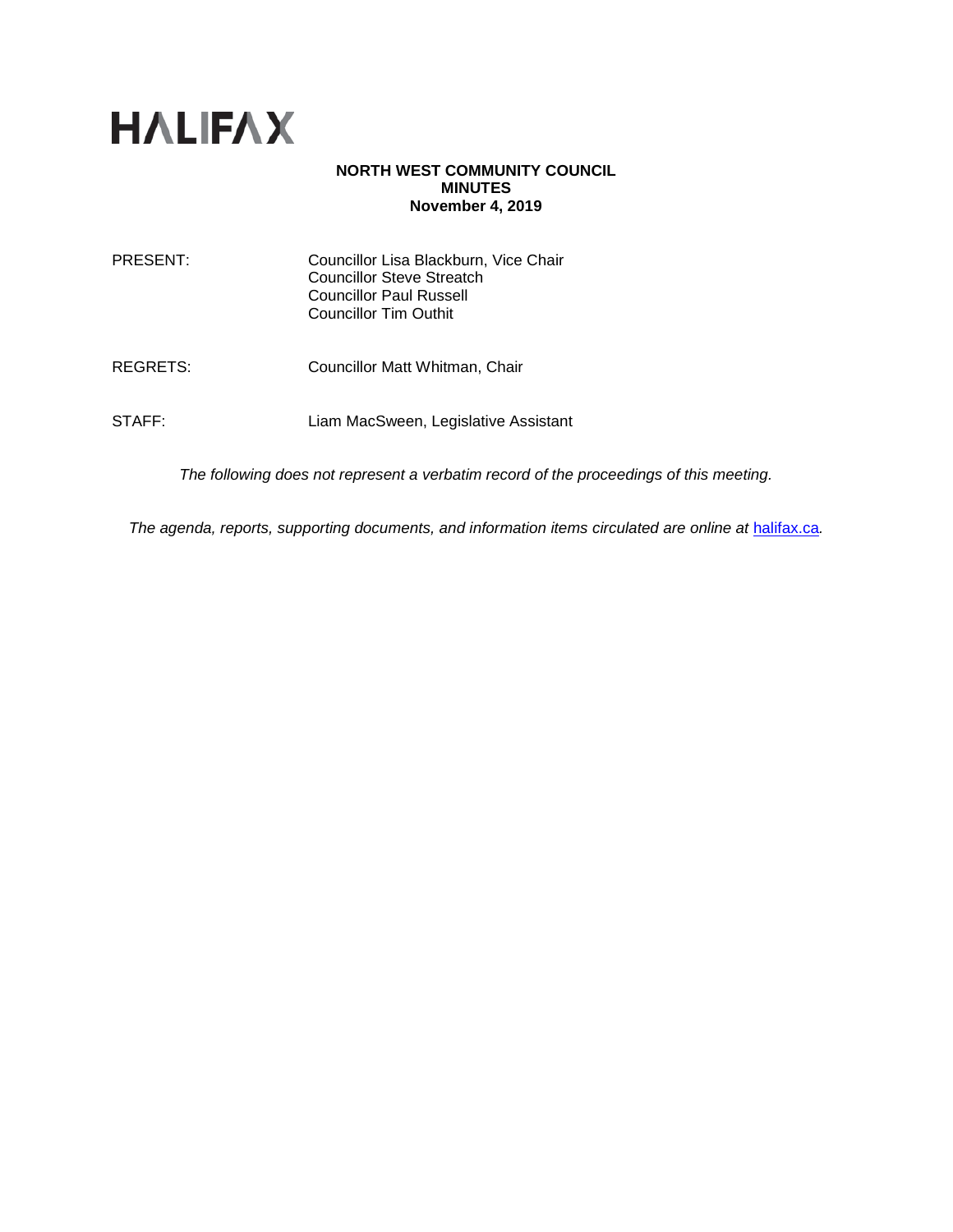HALIFAX

**NORTH WEST COMMUNITY COUNCIL**
**MINUTES**
**November 4, 2019**

PRESENT: Councillor Lisa Blackburn, Vice Chair
Councillor Steve Streatch
Councillor Paul Russell
Councillor Tim Outhit

REGRETS: Councillor Matt Whitman, Chair

STAFF: Liam MacSween, Legislative Assistant

*The following does not represent a verbatim record of the proceedings of this meeting.*

*The agenda, reports, supporting documents, and information items circulated are online at* [halifax.ca](halifax.ca)*.*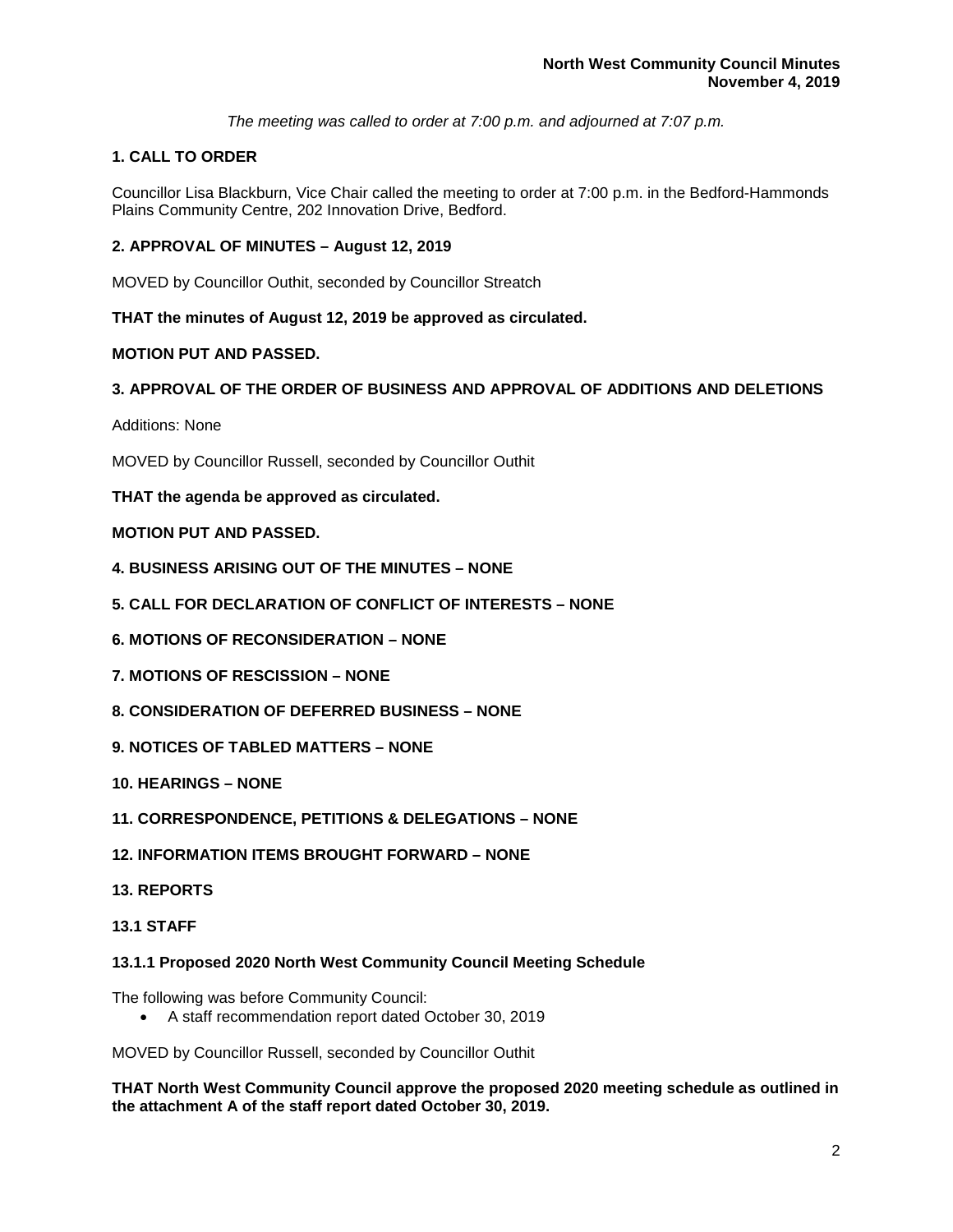*The meeting was called to order at 7:00 p.m. and adjourned at 7:07 p.m.*

## 1. CALL TO ORDER

Councillor Lisa Blackburn, Vice Chair called the meeting to order at 7:00 p.m. in the Bedford-Hammonds Plains Community Centre, 202 Innovation Drive, Bedford.

## 2. APPROVAL OF MINUTES – August 12, 2019

MOVED by Councillor Outhit, seconded by Councillor Streatch

**THAT the minutes of August 12, 2019 be approved as circulated.**

**MOTION PUT AND PASSED.**

## 3. APPROVAL OF THE ORDER OF BUSINESS AND APPROVAL OF ADDITIONS AND DELETIONS

Additions: None

MOVED by Councillor Russell, seconded by Councillor Outhit

**THAT the agenda be approved as circulated.**

**MOTION PUT AND PASSED.**

## 4. BUSINESS ARISING OUT OF THE MINUTES – NONE

## 5. CALL FOR DECLARATION OF CONFLICT OF INTERESTS – NONE

## 6. MOTIONS OF RECONSIDERATION – NONE

## 7. MOTIONS OF RESCISSION – NONE

## 8. CONSIDERATION OF DEFERRED BUSINESS – NONE

## 9. NOTICES OF TABLED MATTERS – NONE

## 10. HEARINGS – NONE

## 11. CORRESPONDENCE, PETITIONS & DELEGATIONS – NONE

## 12. INFORMATION ITEMS BROUGHT FORWARD – NONE

## 13. REPORTS

### 13.1 STAFF

#### 13.1.1 Proposed 2020 North West Community Council Meeting Schedule

The following was before Community Council:

- A staff recommendation report dated October 30, 2019

MOVED by Councillor Russell, seconded by Councillor Outhit

**THAT North West Community Council approve the proposed 2020 meeting schedule as outlined in the attachment A of the staff report dated October 30, 2019.**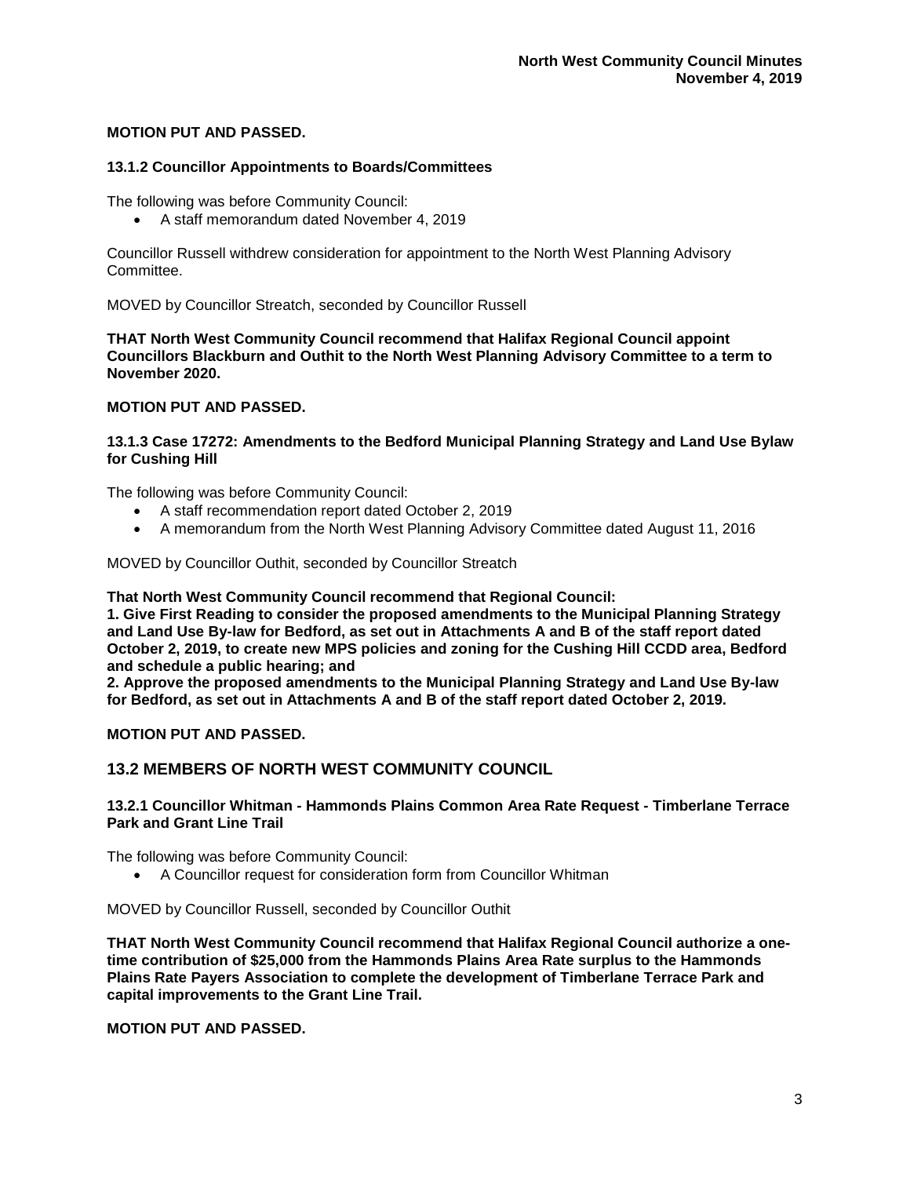**MOTION PUT AND PASSED.**

### 13.1.2 Councillor Appointments to Boards/Committees

The following was before Community Council:

- A staff memorandum dated November 4, 2019

Councillor Russell withdrew consideration for appointment to the North West Planning Advisory Committee.

MOVED by Councillor Streatch, seconded by Councillor Russell

**THAT North West Community Council recommend that Halifax Regional Council appoint Councillors Blackburn and Outhit to the North West Planning Advisory Committee to a term to November 2020.**

**MOTION PUT AND PASSED.**

### 13.1.3 Case 17272: Amendments to the Bedford Municipal Planning Strategy and Land Use Bylaw for Cushing Hill

The following was before Community Council:

- A staff recommendation report dated October 2, 2019
- A memorandum from the North West Planning Advisory Committee dated August 11, 2016

MOVED by Councillor Outhit, seconded by Councillor Streatch

**That North West Community Council recommend that Regional Council:**
**1. Give First Reading to consider the proposed amendments to the Municipal Planning Strategy and Land Use By-law for Bedford, as set out in Attachments A and B of the staff report dated October 2, 2019, to create new MPS policies and zoning for the Cushing Hill CCDD area, Bedford and schedule a public hearing; and**
**2. Approve the proposed amendments to the Municipal Planning Strategy and Land Use By-law for Bedford, as set out in Attachments A and B of the staff report dated October 2, 2019.**

**MOTION PUT AND PASSED.**

## 13.2 MEMBERS OF NORTH WEST COMMUNITY COUNCIL

### 13.2.1 Councillor Whitman - Hammonds Plains Common Area Rate Request - Timberlane Terrace Park and Grant Line Trail

The following was before Community Council:

- A Councillor request for consideration form from Councillor Whitman

MOVED by Councillor Russell, seconded by Councillor Outhit

**THAT North West Community Council recommend that Halifax Regional Council authorize a one-time contribution of $25,000 from the Hammonds Plains Area Rate surplus to the Hammonds Plains Rate Payers Association to complete the development of Timberlane Terrace Park and capital improvements to the Grant Line Trail.**

**MOTION PUT AND PASSED.**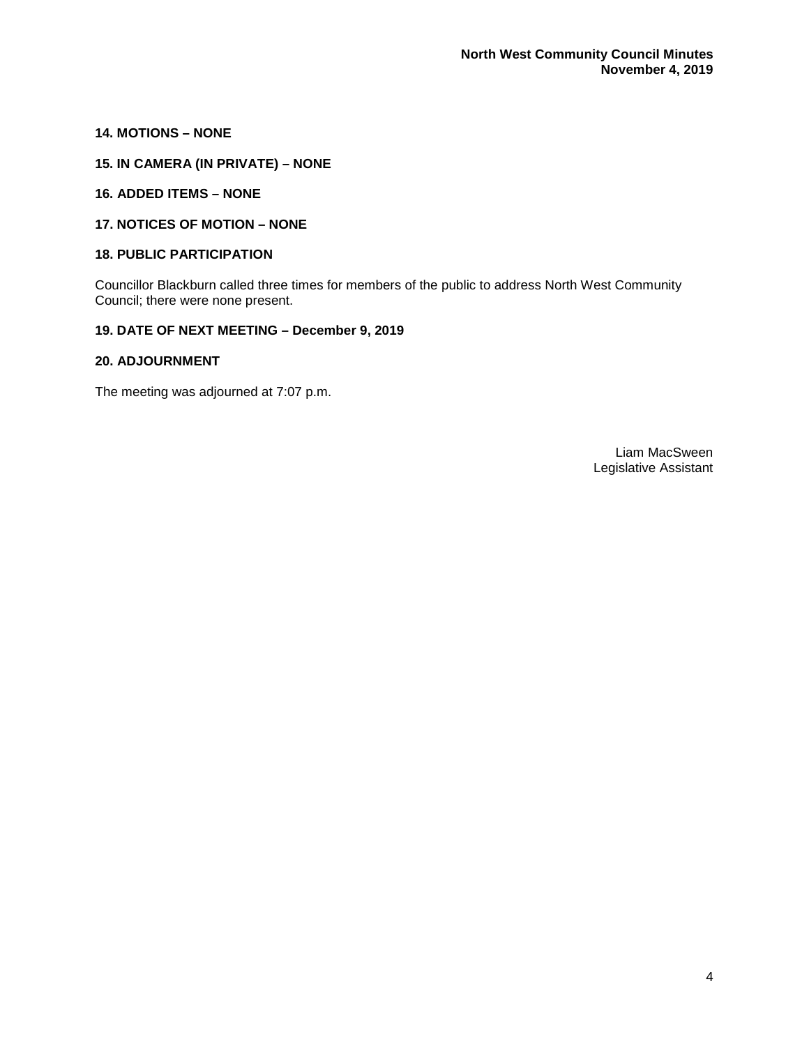## 14. MOTIONS – NONE

## 15. IN CAMERA (IN PRIVATE) – NONE

## 16. ADDED ITEMS – NONE

## 17. NOTICES OF MOTION – NONE

## 18. PUBLIC PARTICIPATION

Councillor Blackburn called three times for members of the public to address North West Community Council; there were none present.

## 19. DATE OF NEXT MEETING – December 9, 2019

## 20. ADJOURNMENT

The meeting was adjourned at 7:07 p.m.

Liam MacSween
Legislative Assistant